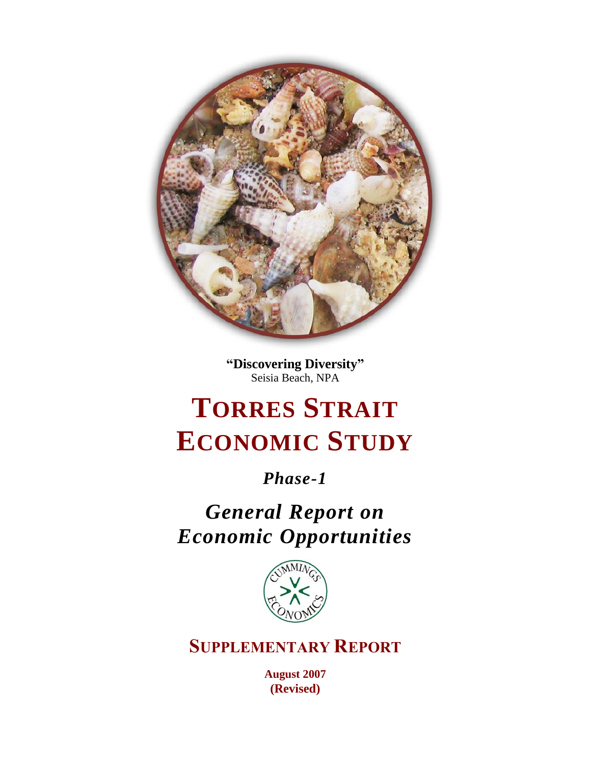**"Discovering Diversity"**
Seisia Beach, NPA

# TORRES STRAIT ECONOMIC STUDY

***Phase-1***

## *General Report on Economic Opportunities*

CUMMINGS ECONOMICS

## SUPPLEMENTARY REPORT

**August 2007**
**(Revised)**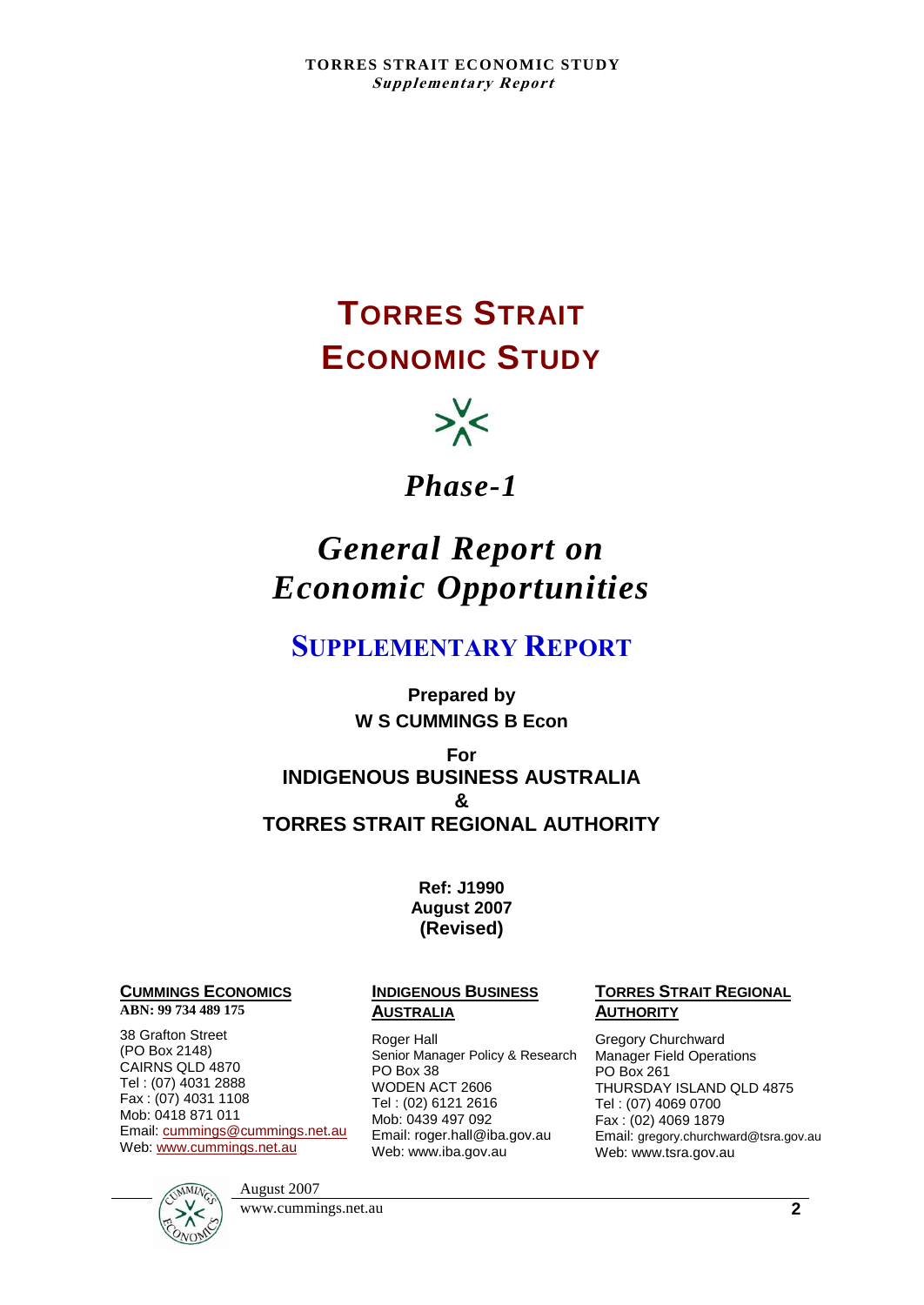# TORRES STRAIT ECONOMIC STUDY

*Phase-1*

# *General Report on Economic Opportunities*

## SUPPLEMENTARY REPORT

**Prepared by**
**W S CUMMINGS B Econ**

**For**
**INDIGENOUS BUSINESS AUSTRALIA**
**&**
**TORRES STRAIT REGIONAL AUTHORITY**

**Ref: J1990**
**August 2007**
**(Revised)**

**CUMMINGS ECONOMICS**
**ABN: 99 734 489 175**

38 Grafton Street
(PO Box 2148)
CAIRNS QLD 4870
Tel : (07) 4031 2888
Fax : (07) 4031 1108
Mob: 0418 871 011
Email: cummings@cummings.net.au
Web: www.cummings.net.au

**INDIGENOUS BUSINESS AUSTRALIA**

Roger Hall
Senior Manager Policy & Research
PO Box 38
WODEN ACT 2606
Tel : (02) 6121 2616
Mob: 0439 497 092
Email: roger.hall@iba.gov.au
Web: www.iba.gov.au

**TORRES STRAIT REGIONAL AUTHORITY**

Gregory Churchward
Manager Field Operations
PO Box 261
THURSDAY ISLAND QLD 4875
Tel : (07) 4069 0700
Fax : (02) 4069 1879
Email: gregory.churchward@tsra.gov.au
Web: www.tsra.gov.au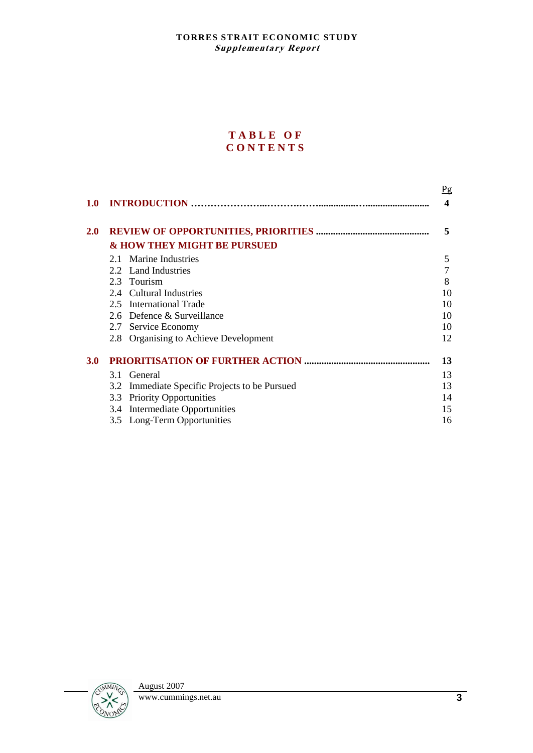# TABLE OF CONTENTS

| | | Pg |
|---|---|---|
| **1.0** | **INTRODUCTION** | **4** |
| **2.0** | **REVIEW OF OPPORTUNITIES, PRIORITIES & HOW THEY MIGHT BE PURSUED** | **5** |
| | 2.1 Marine Industries | 5 |
| | 2.2 Land Industries | 7 |
| | 2.3 Tourism | 8 |
| | 2.4 Cultural Industries | 10 |
| | 2.5 International Trade | 10 |
| | 2.6 Defence & Surveillance | 10 |
| | 2.7 Service Economy | 10 |
| | 2.8 Organising to Achieve Development | 12 |
| **3.0** | **PRIORITISATION OF FURTHER ACTION** | **13** |
| | 3.1 General | 13 |
| | 3.2 Immediate Specific Projects to be Pursued | 13 |
| | 3.3 Priority Opportunities | 14 |
| | 3.4 Intermediate Opportunities | 15 |
| | 3.5 Long-Term Opportunities | 16 |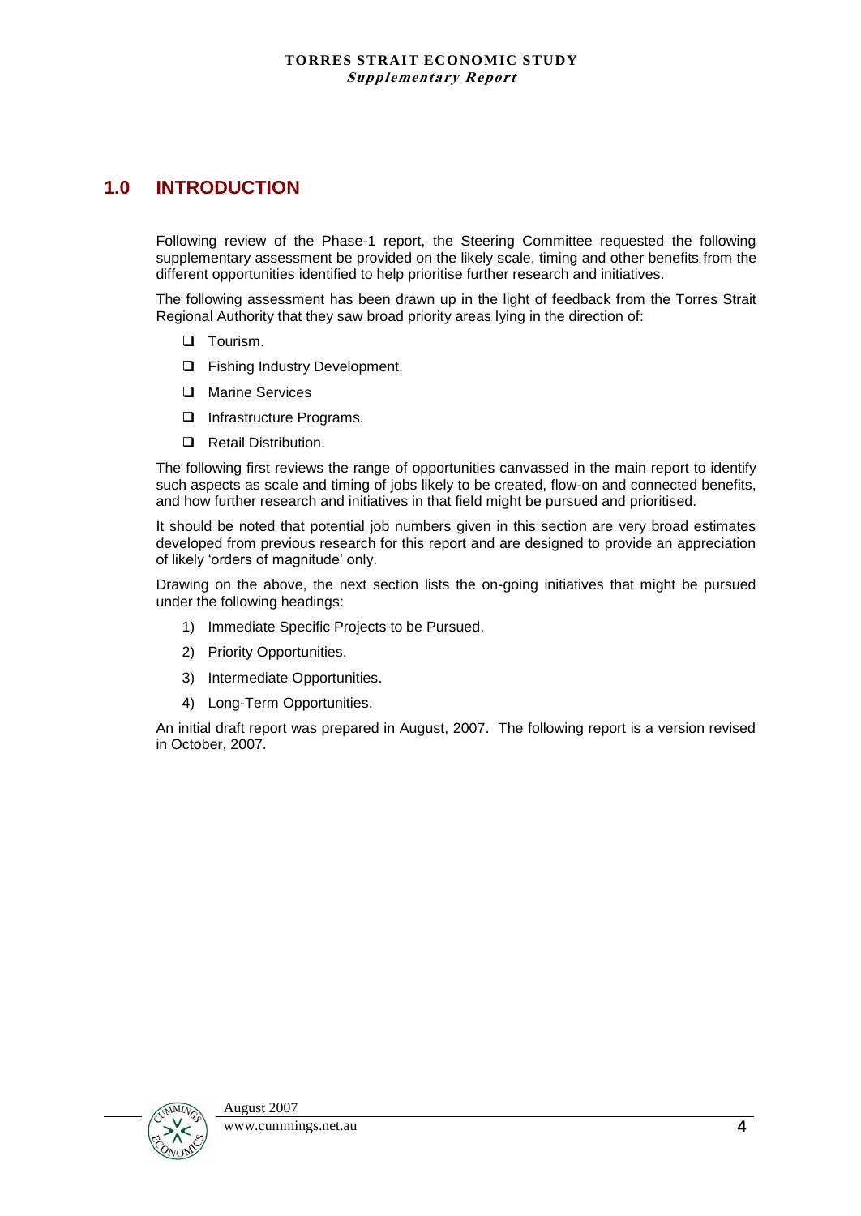# 1.0 INTRODUCTION

Following review of the Phase-1 report, the Steering Committee requested the following supplementary assessment be provided on the likely scale, timing and other benefits from the different opportunities identified to help prioritise further research and initiatives.

The following assessment has been drawn up in the light of feedback from the Torres Strait Regional Authority that they saw broad priority areas lying in the direction of:

- Tourism.
- Fishing Industry Development.
- Marine Services
- Infrastructure Programs.
- Retail Distribution.

The following first reviews the range of opportunities canvassed in the main report to identify such aspects as scale and timing of jobs likely to be created, flow-on and connected benefits, and how further research and initiatives in that field might be pursued and prioritised.

It should be noted that potential job numbers given in this section are very broad estimates developed from previous research for this report and are designed to provide an appreciation of likely 'orders of magnitude' only.

Drawing on the above, the next section lists the on-going initiatives that might be pursued under the following headings:

1) Immediate Specific Projects to be Pursued.
2) Priority Opportunities.
3) Intermediate Opportunities.
4) Long-Term Opportunities.

An initial draft report was prepared in August, 2007. The following report is a version revised in October, 2007.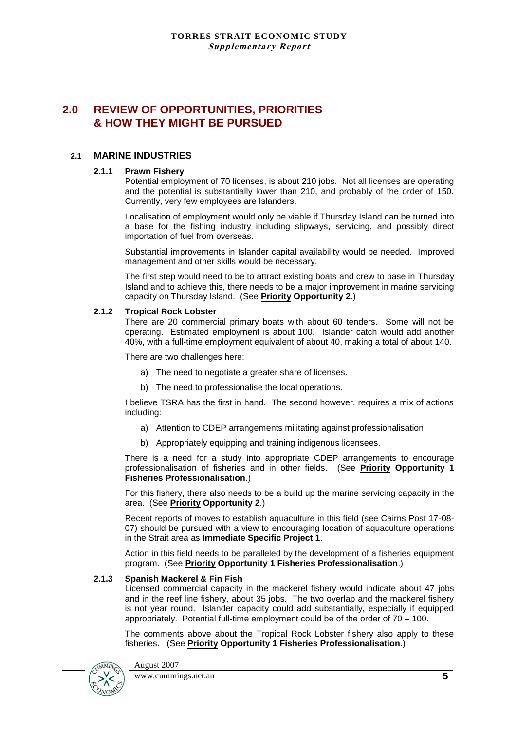# 2.0 REVIEW OF OPPORTUNITIES, PRIORITIES & HOW THEY MIGHT BE PURSUED

## 2.1 MARINE INDUSTRIES

### 2.1.1 Prawn Fishery

Potential employment of 70 licenses, is about 210 jobs. Not all licenses are operating and the potential is substantially lower than 210, and probably of the order of 150. Currently, very few employees are Islanders.

Localisation of employment would only be viable if Thursday Island can be turned into a base for the fishing industry including slipways, servicing, and possibly direct importation of fuel from overseas.

Substantial improvements in Islander capital availability would be needed. Improved management and other skills would be necessary.

The first step would need to be to attract existing boats and crew to base in Thursday Island and to achieve this, there needs to be a major improvement in marine servicing capacity on Thursday Island. (See **Priority Opportunity 2**.)

### 2.1.2 Tropical Rock Lobster

There are 20 commercial primary boats with about 60 tenders. Some will not be operating. Estimated employment is about 100. Islander catch would add another 40%, with a full-time employment equivalent of about 40, making a total of about 140.

There are two challenges here:

a) The need to negotiate a greater share of licenses.

b) The need to professionalise the local operations.

I believe TSRA has the first in hand. The second however, requires a mix of actions including:

a) Attention to CDEP arrangements militating against professionalisation.

b) Appropriately equipping and training indigenous licensees.

There is a need for a study into appropriate CDEP arrangements to encourage professionalisation of fisheries and in other fields. (See **Priority Opportunity 1 Fisheries Professionalisation**.)

For this fishery, there also needs to be a build up the marine servicing capacity in the area. (See **Priority Opportunity 2**.)

Recent reports of moves to establish aquaculture in this field (see Cairns Post 17-08-07) should be pursued with a view to encouraging location of aquaculture operations in the Strait area as **Immediate Specific Project 1**.

Action in this field needs to be paralleled by the development of a fisheries equipment program. (See **Priority Opportunity 1 Fisheries Professionalisation**.)

### 2.1.3 Spanish Mackerel & Fin Fish

Licensed commercial capacity in the mackerel fishery would indicate about 47 jobs and in the reef line fishery, about 35 jobs. The two overlap and the mackerel fishery is not year round. Islander capacity could add substantially, especially if equipped appropriately. Potential full-time employment could be of the order of 70 – 100.

The comments above about the Tropical Rock Lobster fishery also apply to these fisheries. (See **Priority Opportunity 1 Fisheries Professionalisation**.)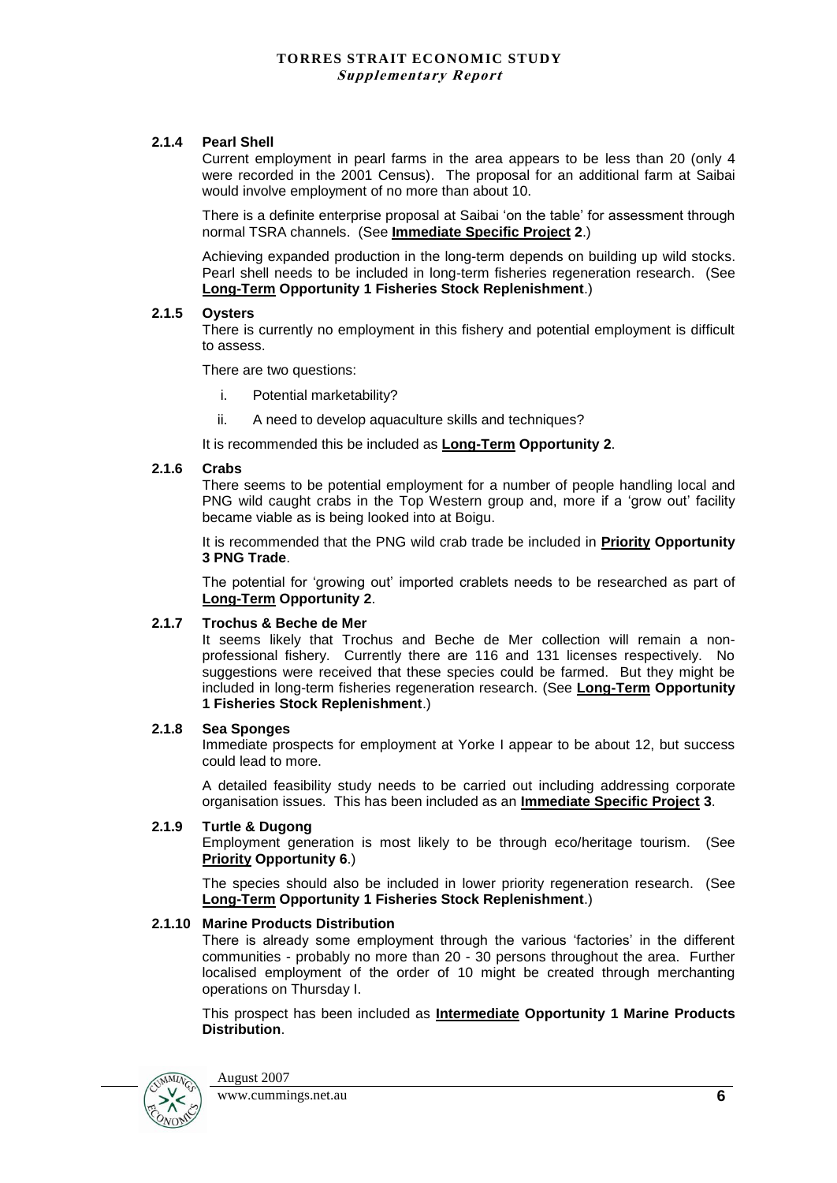#### 2.1.4 Pearl Shell

Current employment in pearl farms in the area appears to be less than 20 (only 4 were recorded in the 2001 Census). The proposal for an additional farm at Saibai would involve employment of no more than about 10.

There is a definite enterprise proposal at Saibai 'on the table' for assessment through normal TSRA channels. (See **Immediate Specific Project 2**.)

Achieving expanded production in the long-term depends on building up wild stocks. Pearl shell needs to be included in long-term fisheries regeneration research. (See **Long-Term Opportunity 1 Fisheries Stock Replenishment**.)

#### 2.1.5 Oysters

There is currently no employment in this fishery and potential employment is difficult to assess.

There are two questions:

i. Potential marketability?

ii. A need to develop aquaculture skills and techniques?

It is recommended this be included as **Long-Term Opportunity 2**.

#### 2.1.6 Crabs

There seems to be potential employment for a number of people handling local and PNG wild caught crabs in the Top Western group and, more if a 'grow out' facility became viable as is being looked into at Boigu.

It is recommended that the PNG wild crab trade be included in **Priority Opportunity 3 PNG Trade**.

The potential for 'growing out' imported crablets needs to be researched as part of **Long-Term Opportunity 2**.

#### 2.1.7 Trochus & Beche de Mer

It seems likely that Trochus and Beche de Mer collection will remain a non-professional fishery. Currently there are 116 and 131 licenses respectively. No suggestions were received that these species could be farmed. But they might be included in long-term fisheries regeneration research. (See **Long-Term Opportunity 1 Fisheries Stock Replenishment**.)

#### 2.1.8 Sea Sponges

Immediate prospects for employment at Yorke I appear to be about 12, but success could lead to more.

A detailed feasibility study needs to be carried out including addressing corporate organisation issues. This has been included as an **Immediate Specific Project 3**.

#### 2.1.9 Turtle & Dugong

Employment generation is most likely to be through eco/heritage tourism. (See **Priority Opportunity 6**.)

The species should also be included in lower priority regeneration research. (See **Long-Term Opportunity 1 Fisheries Stock Replenishment**.)

#### 2.1.10 Marine Products Distribution

There is already some employment through the various 'factories' in the different communities - probably no more than 20 - 30 persons throughout the area. Further localised employment of the order of 10 might be created through merchanting operations on Thursday I.

This prospect has been included as **Intermediate Opportunity 1 Marine Products Distribution**.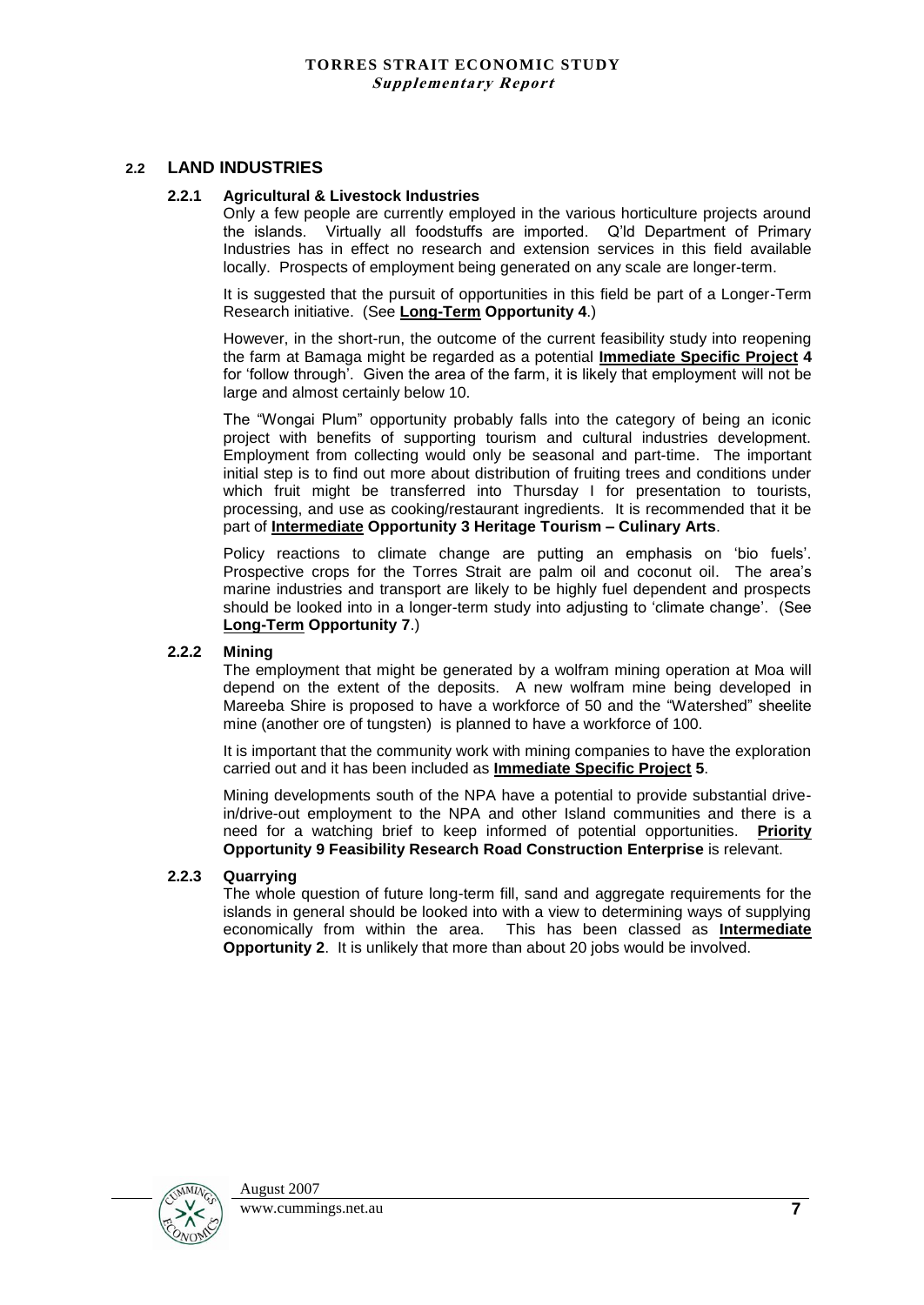## 2.2 LAND INDUSTRIES

### 2.2.1 Agricultural & Livestock Industries

Only a few people are currently employed in the various horticulture projects around the islands. Virtually all foodstuffs are imported. Q'ld Department of Primary Industries has in effect no research and extension services in this field available locally. Prospects of employment being generated on any scale are longer-term.

It is suggested that the pursuit of opportunities in this field be part of a Longer-Term Research initiative. (See **Long-Term Opportunity 4**.)

However, in the short-run, the outcome of the current feasibility study into reopening the farm at Bamaga might be regarded as a potential **Immediate Specific Project 4** for 'follow through'. Given the area of the farm, it is likely that employment will not be large and almost certainly below 10.

The "Wongai Plum" opportunity probably falls into the category of being an iconic project with benefits of supporting tourism and cultural industries development. Employment from collecting would only be seasonal and part-time. The important initial step is to find out more about distribution of fruiting trees and conditions under which fruit might be transferred into Thursday I for presentation to tourists, processing, and use as cooking/restaurant ingredients. It is recommended that it be part of **Intermediate Opportunity 3 Heritage Tourism – Culinary Arts**.

Policy reactions to climate change are putting an emphasis on 'bio fuels'. Prospective crops for the Torres Strait are palm oil and coconut oil. The area's marine industries and transport are likely to be highly fuel dependent and prospects should be looked into in a longer-term study into adjusting to 'climate change'. (See **Long-Term Opportunity 7**.)

### 2.2.2 Mining

The employment that might be generated by a wolfram mining operation at Moa will depend on the extent of the deposits. A new wolfram mine being developed in Mareeba Shire is proposed to have a workforce of 50 and the "Watershed" sheelite mine (another ore of tungsten) is planned to have a workforce of 100.

It is important that the community work with mining companies to have the exploration carried out and it has been included as **Immediate Specific Project 5**.

Mining developments south of the NPA have a potential to provide substantial drive-in/drive-out employment to the NPA and other Island communities and there is a need for a watching brief to keep informed of potential opportunities. **Priority Opportunity 9 Feasibility Research Road Construction Enterprise** is relevant.

### 2.2.3 Quarrying

The whole question of future long-term fill, sand and aggregate requirements for the islands in general should be looked into with a view to determining ways of supplying economically from within the area. This has been classed as **Intermediate Opportunity 2**. It is unlikely that more than about 20 jobs would be involved.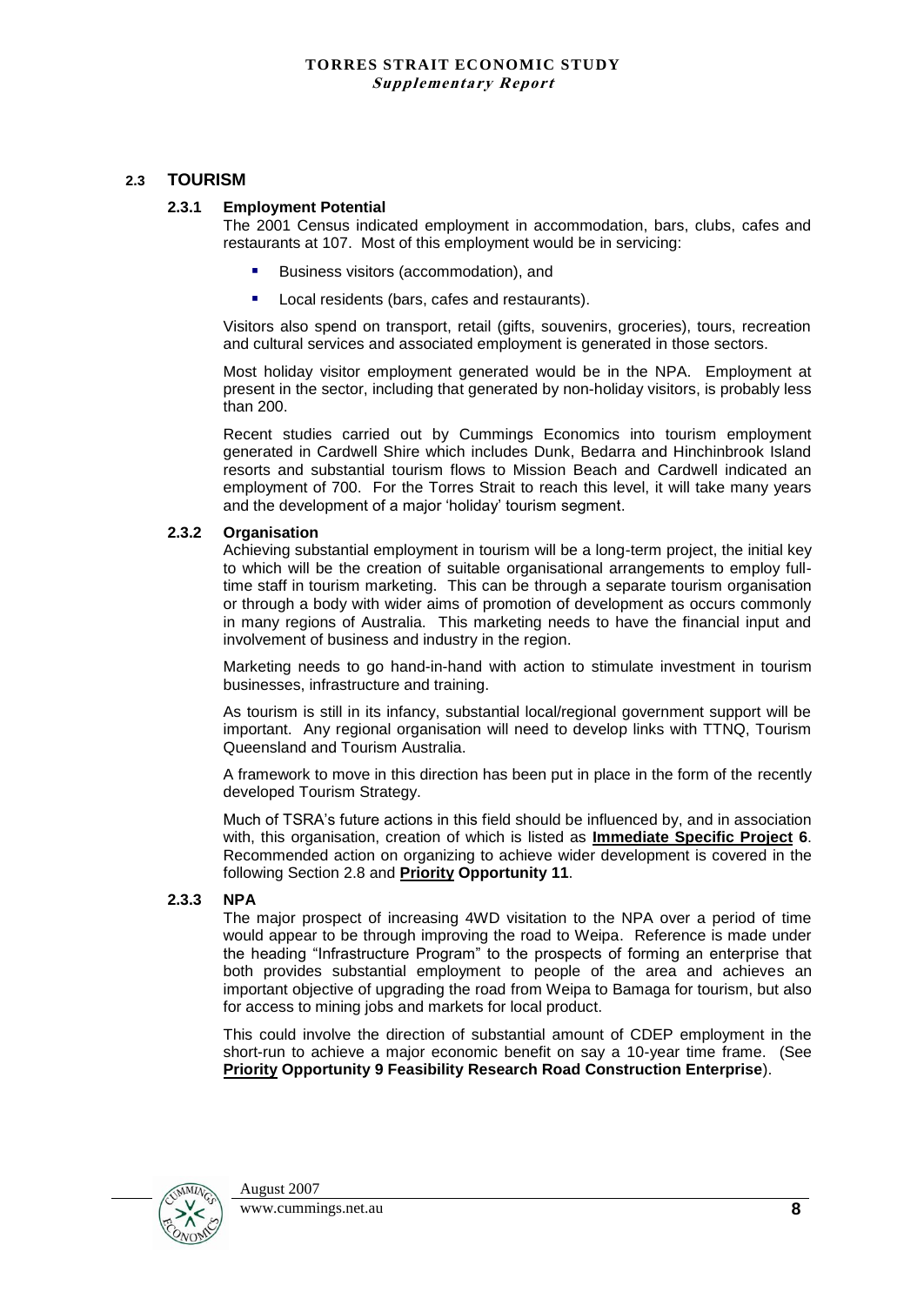## 2.3 TOURISM

### 2.3.1 Employment Potential

The 2001 Census indicated employment in accommodation, bars, clubs, cafes and restaurants at 107. Most of this employment would be in servicing:

- Business visitors (accommodation), and
- Local residents (bars, cafes and restaurants).

Visitors also spend on transport, retail (gifts, souvenirs, groceries), tours, recreation and cultural services and associated employment is generated in those sectors.

Most holiday visitor employment generated would be in the NPA. Employment at present in the sector, including that generated by non-holiday visitors, is probably less than 200.

Recent studies carried out by Cummings Economics into tourism employment generated in Cardwell Shire which includes Dunk, Bedarra and Hinchinbrook Island resorts and substantial tourism flows to Mission Beach and Cardwell indicated an employment of 700. For the Torres Strait to reach this level, it will take many years and the development of a major 'holiday' tourism segment.

### 2.3.2 Organisation

Achieving substantial employment in tourism will be a long-term project, the initial key to which will be the creation of suitable organisational arrangements to employ full-time staff in tourism marketing. This can be through a separate tourism organisation or through a body with wider aims of promotion of development as occurs commonly in many regions of Australia. This marketing needs to have the financial input and involvement of business and industry in the region.

Marketing needs to go hand-in-hand with action to stimulate investment in tourism businesses, infrastructure and training.

As tourism is still in its infancy, substantial local/regional government support will be important. Any regional organisation will need to develop links with TTNQ, Tourism Queensland and Tourism Australia.

A framework to move in this direction has been put in place in the form of the recently developed Tourism Strategy.

Much of TSRA's future actions in this field should be influenced by, and in association with, this organisation, creation of which is listed as **Immediate Specific Project 6**. Recommended action on organizing to achieve wider development is covered in the following Section 2.8 and **Priority Opportunity 11**.

### 2.3.3 NPA

The major prospect of increasing 4WD visitation to the NPA over a period of time would appear to be through improving the road to Weipa. Reference is made under the heading "Infrastructure Program" to the prospects of forming an enterprise that both provides substantial employment to people of the area and achieves an important objective of upgrading the road from Weipa to Bamaga for tourism, but also for access to mining jobs and markets for local product.

This could involve the direction of substantial amount of CDEP employment in the short-run to achieve a major economic benefit on say a 10-year time frame. (See **Priority Opportunity 9 Feasibility Research Road Construction Enterprise**).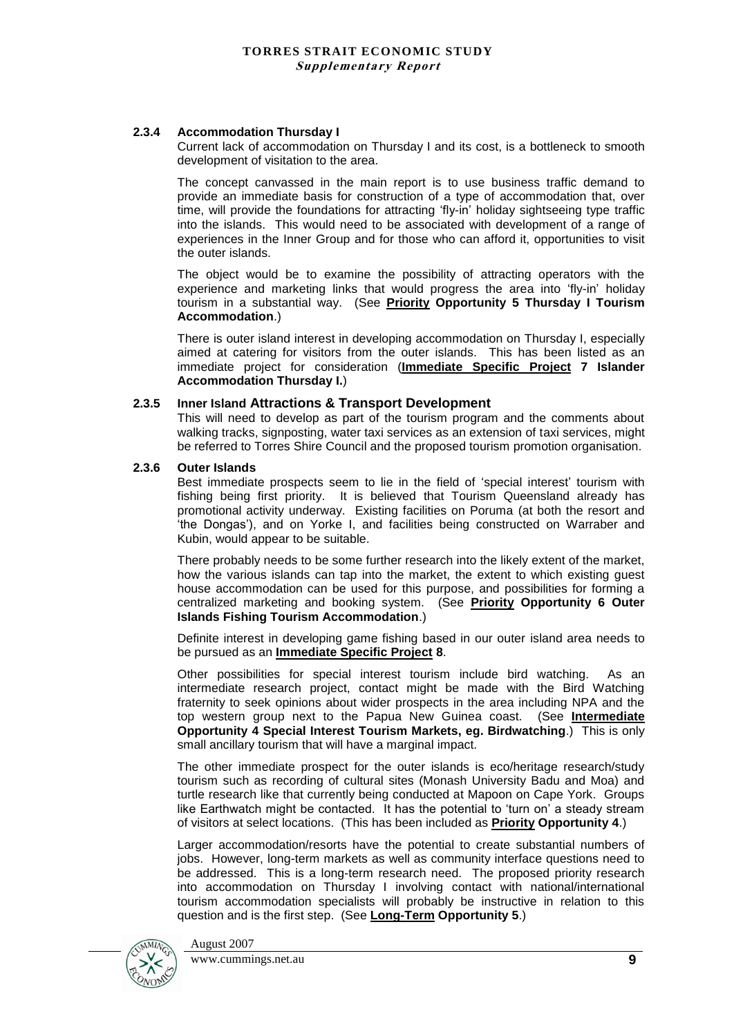### 2.3.4 Accommodation Thursday I

Current lack of accommodation on Thursday I and its cost, is a bottleneck to smooth development of visitation to the area.

The concept canvassed in the main report is to use business traffic demand to provide an immediate basis for construction of a type of accommodation that, over time, will provide the foundations for attracting 'fly-in' holiday sightseeing type traffic into the islands. This would need to be associated with development of a range of experiences in the Inner Group and for those who can afford it, opportunities to visit the outer islands.

The object would be to examine the possibility of attracting operators with the experience and marketing links that would progress the area into 'fly-in' holiday tourism in a substantial way. (See **Priority Opportunity 5 Thursday I Tourism Accommodation**.)

There is outer island interest in developing accommodation on Thursday I, especially aimed at catering for visitors from the outer islands. This has been listed as an immediate project for consideration (**Immediate Specific Project 7 Islander Accommodation Thursday I.**)

### 2.3.5 Inner Island Attractions & Transport Development

This will need to develop as part of the tourism program and the comments about walking tracks, signposting, water taxi services as an extension of taxi services, might be referred to Torres Shire Council and the proposed tourism promotion organisation.

### 2.3.6 Outer Islands

Best immediate prospects seem to lie in the field of 'special interest' tourism with fishing being first priority. It is believed that Tourism Queensland already has promotional activity underway. Existing facilities on Poruma (at both the resort and 'the Dongas'), and on Yorke I, and facilities being constructed on Warraber and Kubin, would appear to be suitable.

There probably needs to be some further research into the likely extent of the market, how the various islands can tap into the market, the extent to which existing guest house accommodation can be used for this purpose, and possibilities for forming a centralized marketing and booking system. (See **Priority Opportunity 6 Outer Islands Fishing Tourism Accommodation**.)

Definite interest in developing game fishing based in our outer island area needs to be pursued as an **Immediate Specific Project 8**.

Other possibilities for special interest tourism include bird watching. As an intermediate research project, contact might be made with the Bird Watching fraternity to seek opinions about wider prospects in the area including NPA and the top western group next to the Papua New Guinea coast. (See **Intermediate Opportunity 4 Special Interest Tourism Markets, eg. Birdwatching**.) This is only small ancillary tourism that will have a marginal impact.

The other immediate prospect for the outer islands is eco/heritage research/study tourism such as recording of cultural sites (Monash University Badu and Moa) and turtle research like that currently being conducted at Mapoon on Cape York. Groups like Earthwatch might be contacted. It has the potential to 'turn on' a steady stream of visitors at select locations. (This has been included as **Priority Opportunity 4**.)

Larger accommodation/resorts have the potential to create substantial numbers of jobs. However, long-term markets as well as community interface questions need to be addressed. This is a long-term research need. The proposed priority research into accommodation on Thursday I involving contact with national/international tourism accommodation specialists will probably be instructive in relation to this question and is the first step. (See **Long-Term Opportunity 5**.)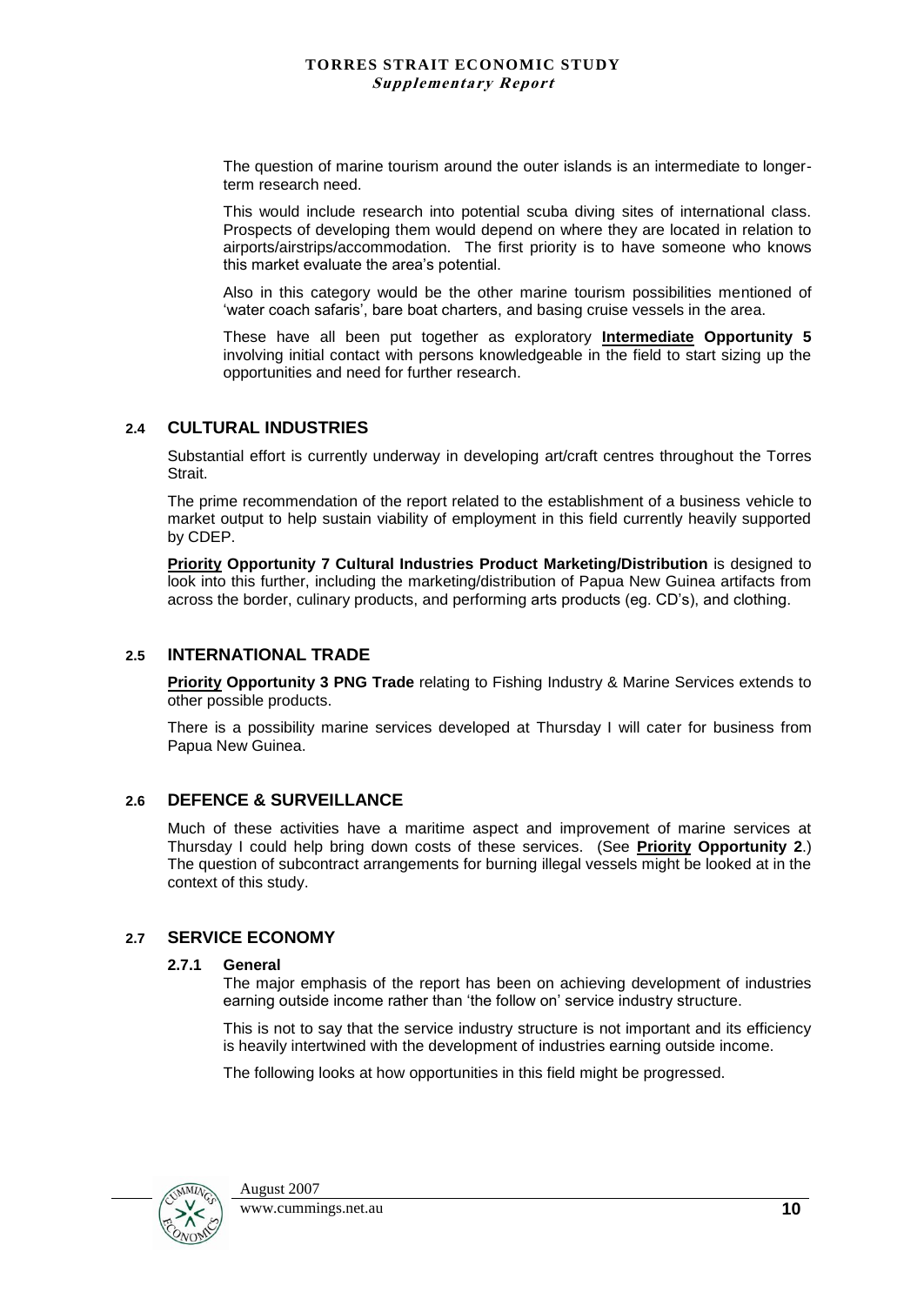The question of marine tourism around the outer islands is an intermediate to longer-term research need.

This would include research into potential scuba diving sites of international class. Prospects of developing them would depend on where they are located in relation to airports/airstrips/accommodation. The first priority is to have someone who knows this market evaluate the area's potential.

Also in this category would be the other marine tourism possibilities mentioned of 'water coach safaris', bare boat charters, and basing cruise vessels in the area.

These have all been put together as exploratory **Intermediate Opportunity 5** involving initial contact with persons knowledgeable in the field to start sizing up the opportunities and need for further research.

## 2.4 CULTURAL INDUSTRIES

Substantial effort is currently underway in developing art/craft centres throughout the Torres Strait.

The prime recommendation of the report related to the establishment of a business vehicle to market output to help sustain viability of employment in this field currently heavily supported by CDEP.

**Priority Opportunity 7 Cultural Industries Product Marketing/Distribution** is designed to look into this further, including the marketing/distribution of Papua New Guinea artifacts from across the border, culinary products, and performing arts products (eg. CD's), and clothing.

## 2.5 INTERNATIONAL TRADE

**Priority Opportunity 3 PNG Trade** relating to Fishing Industry & Marine Services extends to other possible products.

There is a possibility marine services developed at Thursday I will cater for business from Papua New Guinea.

## 2.6 DEFENCE & SURVEILLANCE

Much of these activities have a maritime aspect and improvement of marine services at Thursday I could help bring down costs of these services. (See **Priority Opportunity 2**.) The question of subcontract arrangements for burning illegal vessels might be looked at in the context of this study.

## 2.7 SERVICE ECONOMY

### 2.7.1 General

The major emphasis of the report has been on achieving development of industries earning outside income rather than 'the follow on' service industry structure.

This is not to say that the service industry structure is not important and its efficiency is heavily intertwined with the development of industries earning outside income.

The following looks at how opportunities in this field might be progressed.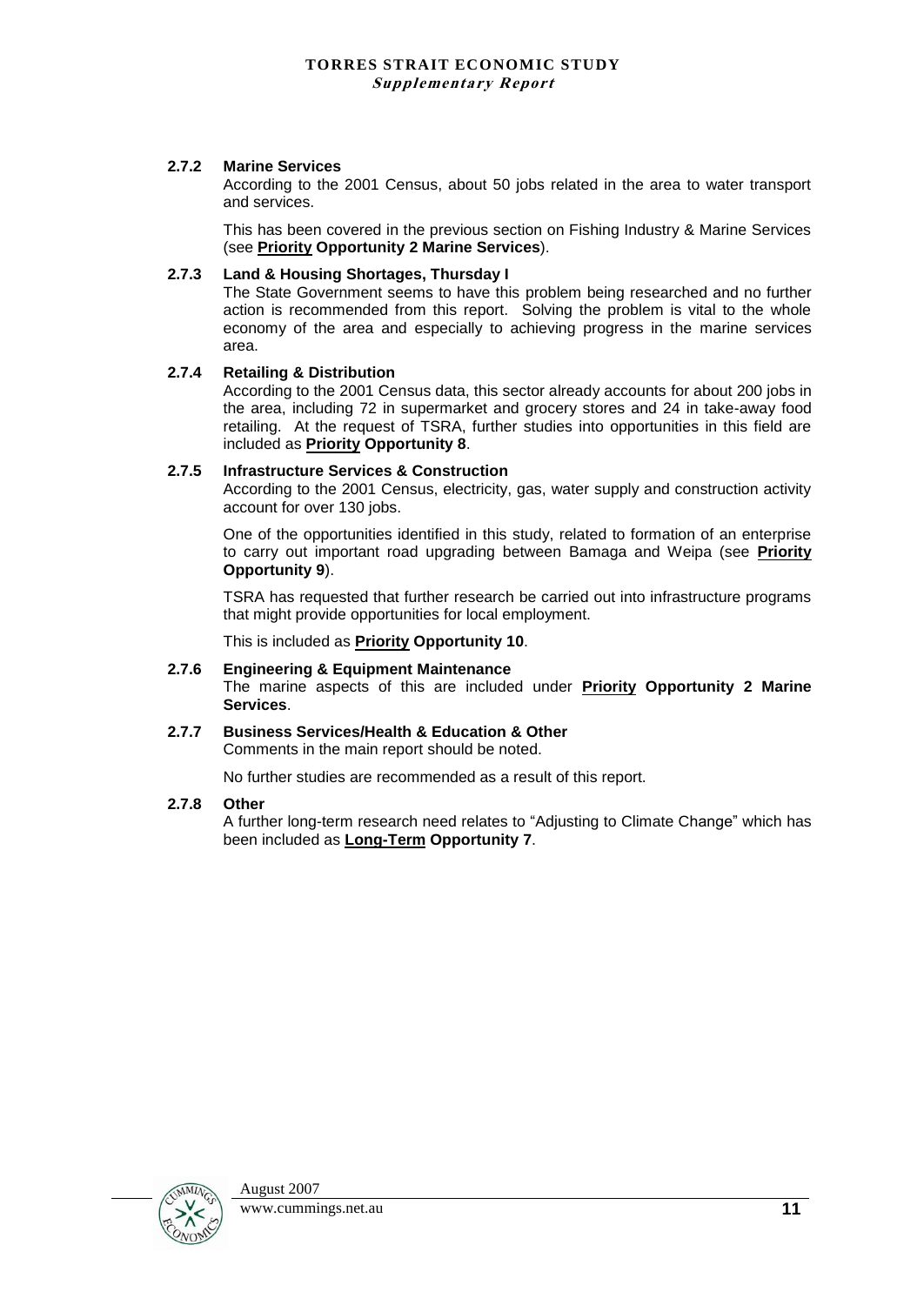### 2.7.2 Marine Services

According to the 2001 Census, about 50 jobs related in the area to water transport and services.

This has been covered in the previous section on Fishing Industry & Marine Services (see **Priority Opportunity 2 Marine Services**).

### 2.7.3 Land & Housing Shortages, Thursday I

The State Government seems to have this problem being researched and no further action is recommended from this report. Solving the problem is vital to the whole economy of the area and especially to achieving progress in the marine services area.

### 2.7.4 Retailing & Distribution

According to the 2001 Census data, this sector already accounts for about 200 jobs in the area, including 72 in supermarket and grocery stores and 24 in take-away food retailing. At the request of TSRA, further studies into opportunities in this field are included as **Priority Opportunity 8**.

### 2.7.5 Infrastructure Services & Construction

According to the 2001 Census, electricity, gas, water supply and construction activity account for over 130 jobs.

One of the opportunities identified in this study, related to formation of an enterprise to carry out important road upgrading between Bamaga and Weipa (see **Priority Opportunity 9**).

TSRA has requested that further research be carried out into infrastructure programs that might provide opportunities for local employment.

This is included as **Priority Opportunity 10**.

### 2.7.6 Engineering & Equipment Maintenance

The marine aspects of this are included under **Priority Opportunity 2 Marine Services**.

### 2.7.7 Business Services/Health & Education & Other

Comments in the main report should be noted.

No further studies are recommended as a result of this report.

### 2.7.8 Other

A further long-term research need relates to "Adjusting to Climate Change" which has been included as **Long-Term Opportunity 7**.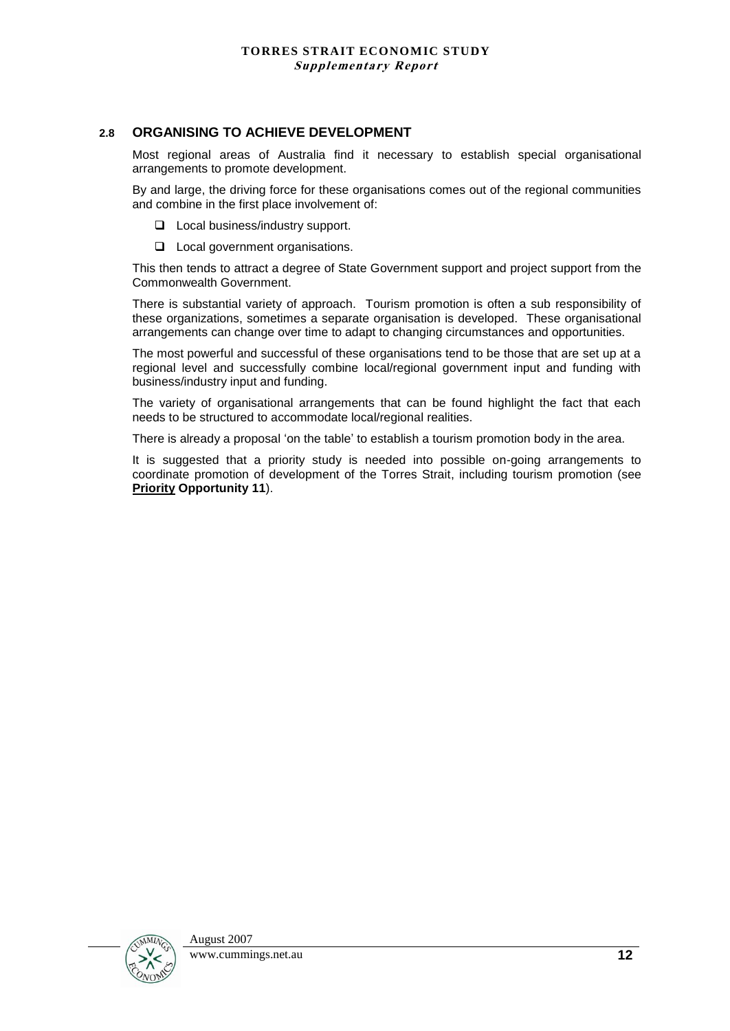## 2.8 ORGANISING TO ACHIEVE DEVELOPMENT

Most regional areas of Australia find it necessary to establish special organisational arrangements to promote development.

By and large, the driving force for these organisations comes out of the regional communities and combine in the first place involvement of:

- Local business/industry support.
- Local government organisations.

This then tends to attract a degree of State Government support and project support from the Commonwealth Government.

There is substantial variety of approach. Tourism promotion is often a sub responsibility of these organizations, sometimes a separate organisation is developed. These organisational arrangements can change over time to adapt to changing circumstances and opportunities.

The most powerful and successful of these organisations tend to be those that are set up at a regional level and successfully combine local/regional government input and funding with business/industry input and funding.

The variety of organisational arrangements that can be found highlight the fact that each needs to be structured to accommodate local/regional realities.

There is already a proposal 'on the table' to establish a tourism promotion body in the area.

It is suggested that a priority study is needed into possible on-going arrangements to coordinate promotion of development of the Torres Strait, including tourism promotion (see **Priority Opportunity 11**).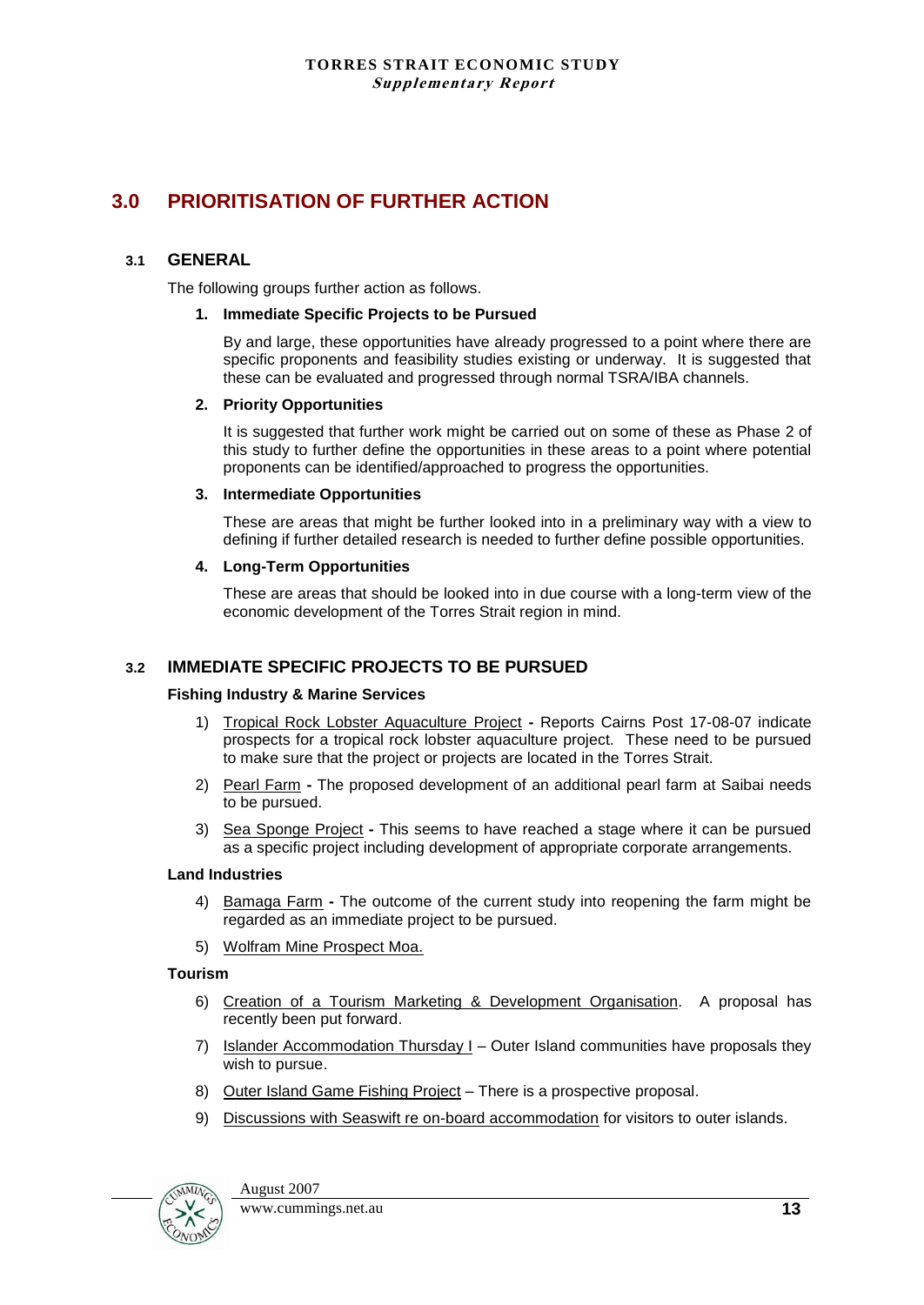# 3.0 PRIORITISATION OF FURTHER ACTION

## 3.1 GENERAL

The following groups further action as follows.

1. **Immediate Specific Projects to be Pursued**

   By and large, these opportunities have already progressed to a point where there are specific proponents and feasibility studies existing or underway. It is suggested that these can be evaluated and progressed through normal TSRA/IBA channels.

2. **Priority Opportunities**

   It is suggested that further work might be carried out on some of these as Phase 2 of this study to further define the opportunities in these areas to a point where potential proponents can be identified/approached to progress the opportunities.

3. **Intermediate Opportunities**

   These are areas that might be further looked into in a preliminary way with a view to defining if further detailed research is needed to further define possible opportunities.

4. **Long-Term Opportunities**

   These are areas that should be looked into in due course with a long-term view of the economic development of the Torres Strait region in mind.

## 3.2 IMMEDIATE SPECIFIC PROJECTS TO BE PURSUED

**Fishing Industry & Marine Services**

1) Tropical Rock Lobster Aquaculture Project **-** Reports Cairns Post 17-08-07 indicate prospects for a tropical rock lobster aquaculture project. These need to be pursued to make sure that the project or projects are located in the Torres Strait.
2) Pearl Farm **-** The proposed development of an additional pearl farm at Saibai needs to be pursued.
3) Sea Sponge Project **-** This seems to have reached a stage where it can be pursued as a specific project including development of appropriate corporate arrangements.

**Land Industries**

4) Bamaga Farm **-** The outcome of the current study into reopening the farm might be regarded as an immediate project to be pursued.
5) Wolfram Mine Prospect Moa.

**Tourism**

6) Creation of a Tourism Marketing & Development Organisation. A proposal has recently been put forward.
7) Islander Accommodation Thursday I – Outer Island communities have proposals they wish to pursue.
8) Outer Island Game Fishing Project – There is a prospective proposal.
9) Discussions with Seaswift re on-board accommodation for visitors to outer islands.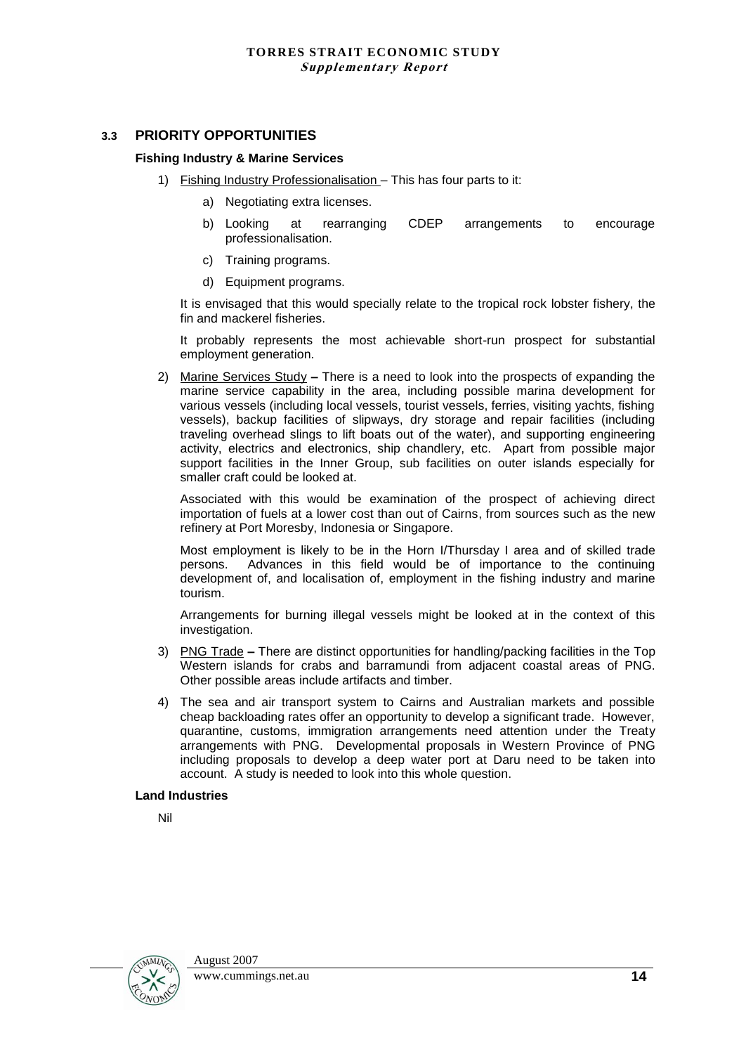## 3.3 PRIORITY OPPORTUNITIES

**Fishing Industry & Marine Services**

1) Fishing Industry Professionalisation – This has four parts to it:

    a) Negotiating extra licenses.

    b) Looking at rearranging CDEP arrangements to encourage professionalisation.

    c) Training programs.

    d) Equipment programs.

    It is envisaged that this would specially relate to the tropical rock lobster fishery, the fin and mackerel fisheries.

    It probably represents the most achievable short-run prospect for substantial employment generation.

2) Marine Services Study **–** There is a need to look into the prospects of expanding the marine service capability in the area, including possible marina development for various vessels (including local vessels, tourist vessels, ferries, visiting yachts, fishing vessels), backup facilities of slipways, dry storage and repair facilities (including traveling overhead slings to lift boats out of the water), and supporting engineering activity, electrics and electronics, ship chandlery, etc. Apart from possible major support facilities in the Inner Group, sub facilities on outer islands especially for smaller craft could be looked at.

    Associated with this would be examination of the prospect of achieving direct importation of fuels at a lower cost than out of Cairns, from sources such as the new refinery at Port Moresby, Indonesia or Singapore.

    Most employment is likely to be in the Horn I/Thursday I area and of skilled trade persons. Advances in this field would be of importance to the continuing development of, and localisation of, employment in the fishing industry and marine tourism.

    Arrangements for burning illegal vessels might be looked at in the context of this investigation.

3) PNG Trade **–** There are distinct opportunities for handling/packing facilities in the Top Western islands for crabs and barramundi from adjacent coastal areas of PNG. Other possible areas include artifacts and timber.

4) The sea and air transport system to Cairns and Australian markets and possible cheap backloading rates offer an opportunity to develop a significant trade. However, quarantine, customs, immigration arrangements need attention under the Treaty arrangements with PNG. Developmental proposals in Western Province of PNG including proposals to develop a deep water port at Daru need to be taken into account. A study is needed to look into this whole question.

**Land Industries**

Nil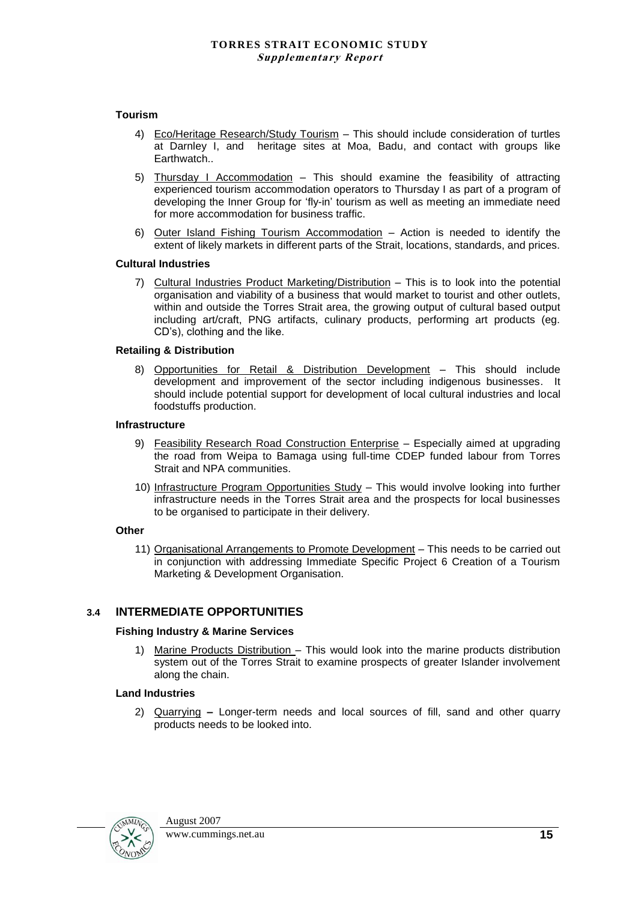**Tourism**

4) Eco/Heritage Research/Study Tourism – This should include consideration of turtles at Darnley I, and heritage sites at Moa, Badu, and contact with groups like Earthwatch..

5) Thursday I Accommodation – This should examine the feasibility of attracting experienced tourism accommodation operators to Thursday I as part of a program of developing the Inner Group for 'fly-in' tourism as well as meeting an immediate need for more accommodation for business traffic.

6) Outer Island Fishing Tourism Accommodation – Action is needed to identify the extent of likely markets in different parts of the Strait, locations, standards, and prices.

**Cultural Industries**

7) Cultural Industries Product Marketing/Distribution – This is to look into the potential organisation and viability of a business that would market to tourist and other outlets, within and outside the Torres Strait area, the growing output of cultural based output including art/craft, PNG artifacts, culinary products, performing art products (eg. CD's), clothing and the like.

**Retailing & Distribution**

8) Opportunities for Retail & Distribution Development – This should include development and improvement of the sector including indigenous businesses. It should include potential support for development of local cultural industries and local foodstuffs production.

**Infrastructure**

9) Feasibility Research Road Construction Enterprise – Especially aimed at upgrading the road from Weipa to Bamaga using full-time CDEP funded labour from Torres Strait and NPA communities.

10) Infrastructure Program Opportunities Study – This would involve looking into further infrastructure needs in the Torres Strait area and the prospects for local businesses to be organised to participate in their delivery.

**Other**

11) Organisational Arrangements to Promote Development – This needs to be carried out in conjunction with addressing Immediate Specific Project 6 Creation of a Tourism Marketing & Development Organisation.

## 3.4 INTERMEDIATE OPPORTUNITIES

**Fishing Industry & Marine Services**

1) Marine Products Distribution – This would look into the marine products distribution system out of the Torres Strait to examine prospects of greater Islander involvement along the chain.

**Land Industries**

2) Quarrying **–** Longer-term needs and local sources of fill, sand and other quarry products needs to be looked into.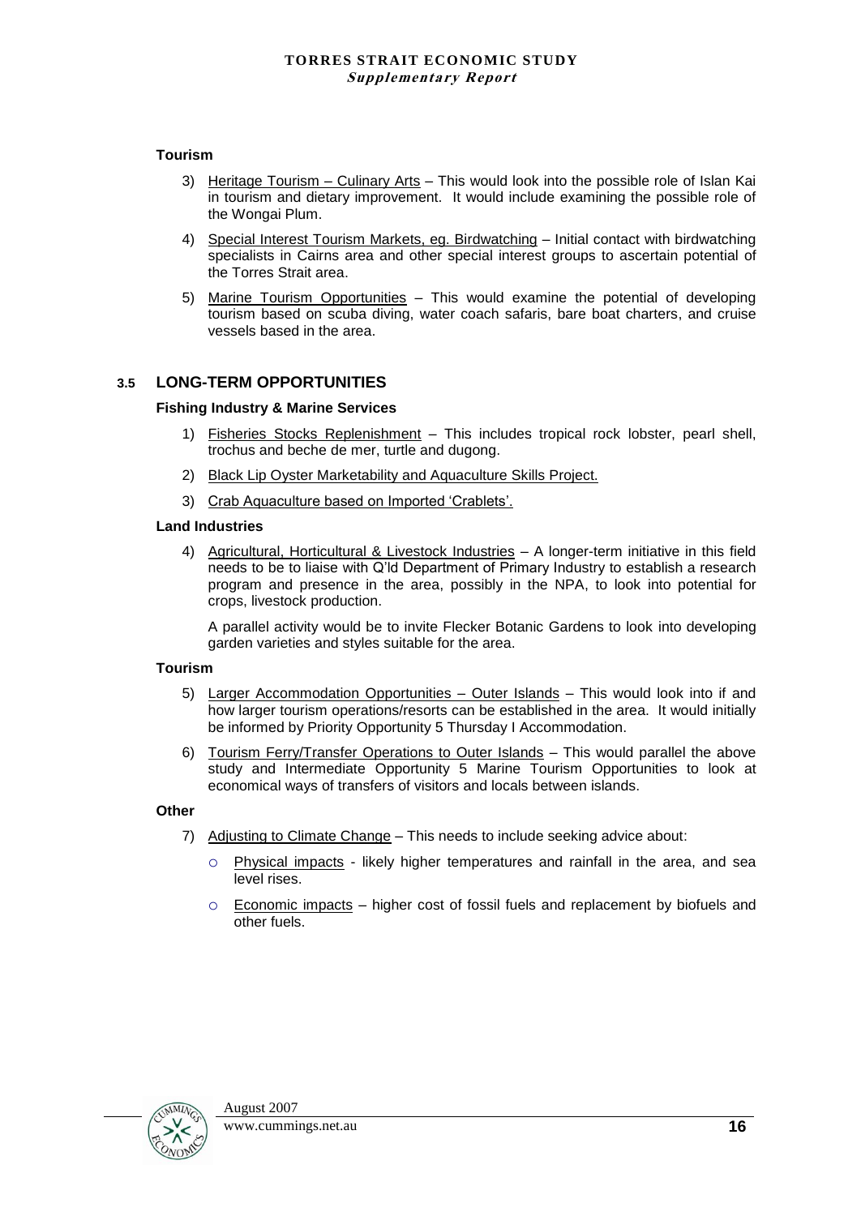### Tourism

3) Heritage Tourism – Culinary Arts – This would look into the possible role of Islan Kai in tourism and dietary improvement. It would include examining the possible role of the Wongai Plum.

4) Special Interest Tourism Markets, eg. Birdwatching – Initial contact with birdwatching specialists in Cairns area and other special interest groups to ascertain potential of the Torres Strait area.

5) Marine Tourism Opportunities – This would examine the potential of developing tourism based on scuba diving, water coach safaris, bare boat charters, and cruise vessels based in the area.

## 3.5 LONG-TERM OPPORTUNITIES

### Fishing Industry & Marine Services

1) Fisheries Stocks Replenishment – This includes tropical rock lobster, pearl shell, trochus and beche de mer, turtle and dugong.

2) Black Lip Oyster Marketability and Aquaculture Skills Project.

3) Crab Aquaculture based on Imported 'Crablets'.

### Land Industries

4) Agricultural, Horticultural & Livestock Industries – A longer-term initiative in this field needs to be to liaise with Q'ld Department of Primary Industry to establish a research program and presence in the area, possibly in the NPA, to look into potential for crops, livestock production.

   A parallel activity would be to invite Flecker Botanic Gardens to look into developing garden varieties and styles suitable for the area.

### Tourism

5) Larger Accommodation Opportunities – Outer Islands – This would look into if and how larger tourism operations/resorts can be established in the area. It would initially be informed by Priority Opportunity 5 Thursday I Accommodation.

6) Tourism Ferry/Transfer Operations to Outer Islands – This would parallel the above study and Intermediate Opportunity 5 Marine Tourism Opportunities to look at economical ways of transfers of visitors and locals between islands.

### Other

7) Adjusting to Climate Change – This needs to include seeking advice about:

   - Physical impacts - likely higher temperatures and rainfall in the area, and sea level rises.
   - Economic impacts – higher cost of fossil fuels and replacement by biofuels and other fuels.